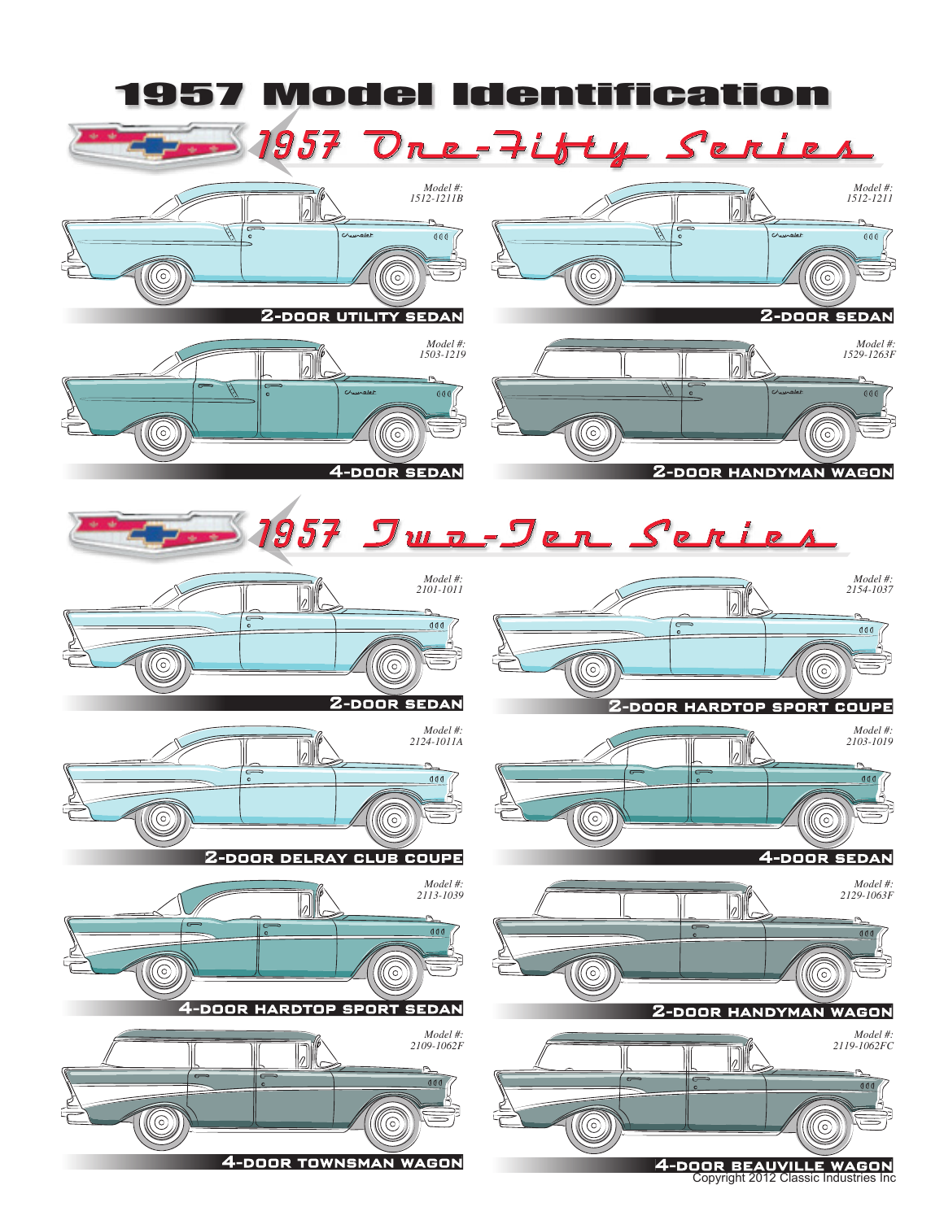# 1957 Model Identification

## 1957 One-Fifty Series

Model #: 1512-1211B

**2-DOOR UTILITY SEDAN**

Model #: 1512-1211

**2-DOOR SEDAN**

Model #: 1503-1219

**4-DOOR SEDAN**

Model #: 1529-1263F

**2-DOOR HANDYMAN WAGON**

## 1957 Two-Ten Series

Model #: 2101-1011

**2-DOOR SEDAN**

Model #: 2154-1037

**2-DOOR HARDTOP SPORT COUPE**

Model #: 2124-1011A

**2-DOOR DELRAY CLUB COUPE**

Model #: 2103-1019

**4-DOOR SEDAN**

Model #: 2113-1039

**4-DOOR HARDTOP SPORT SEDAN**

Model #: 2129-1063F

**2-DOOR HANDYMAN WAGON**

Model #: 2109-1062F

**4-DOOR TOWNSMAN WAGON**

Model #: 2119-1062FC

**4-DOOR BEAUVILLE WAGON**

Copyright 2012 Classic Industries Inc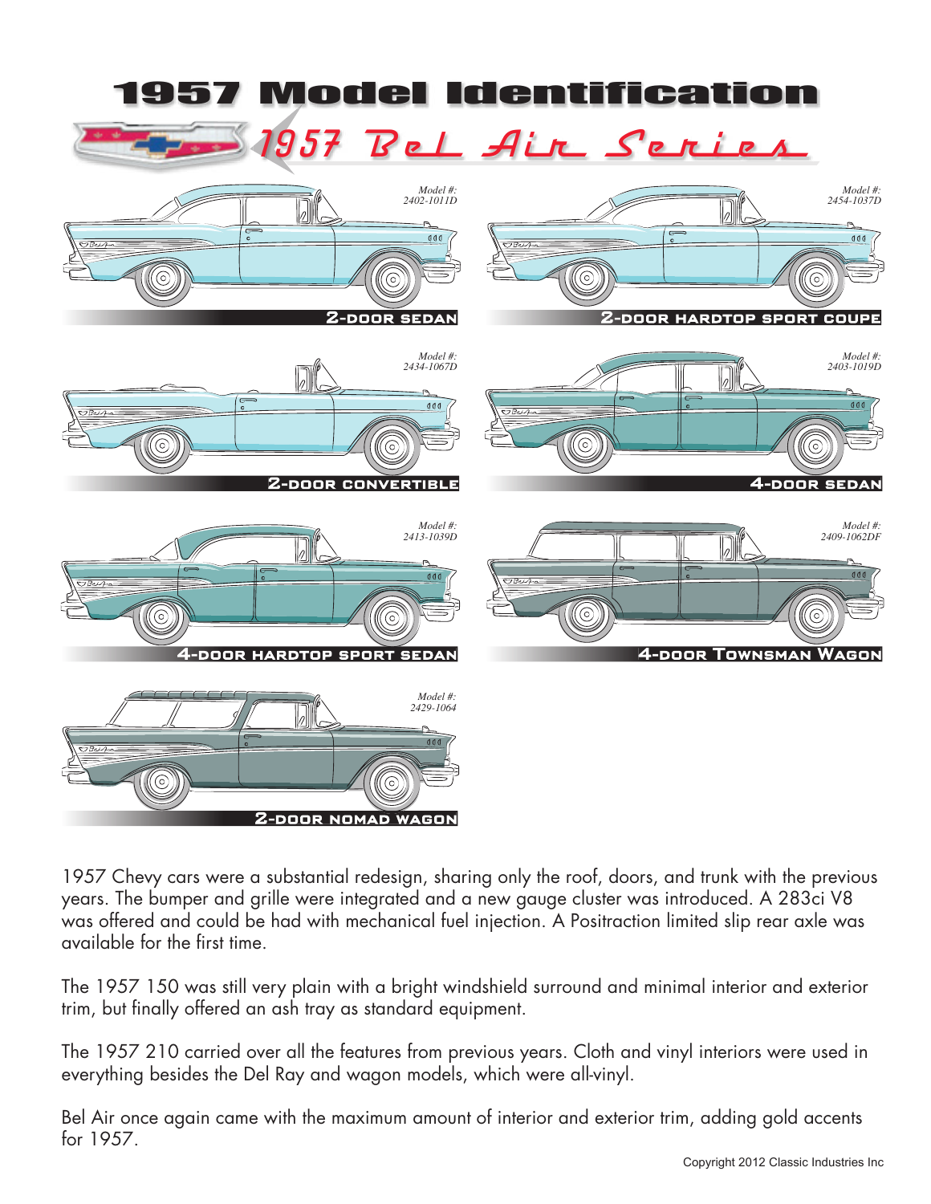# 1957 Model Identification

## 1957 Bel Air Series

Model #: 2402-1011D

**2-DOOR SEDAN**

Model #: 2454-1037D

**2-DOOR HARDTOP SPORT COUPE**

Model #: 2434-1067D

**2-DOOR CONVERTIBLE**

Model #: 2403-1019D

**4-DOOR SEDAN**

Model #: 2413-1039D

**4-DOOR HARDTOP SPORT SEDAN**

Model #: 2409-1062DF

**4-DOOR TOWNSMAN WAGON**

Model #: 2429-1064

**2-DOOR NOMAD WAGON**

1957 Chevy cars were a substantial redesign, sharing only the roof, doors, and trunk with the previous years. The bumper and grille were integrated and a new gauge cluster was introduced. A 283ci V8 was offered and could be had with mechanical fuel injection. A Positraction limited slip rear axle was available for the first time.

The 1957 150 was still very plain with a bright windshield surround and minimal interior and exterior trim, but finally offered an ash tray as standard equipment.

The 1957 210 carried over all the features from previous years. Cloth and vinyl interiors were used in everything besides the Del Ray and wagon models, which were all-vinyl.

Bel Air once again came with the maximum amount of interior and exterior trim, adding gold accents for 1957.

Copyright 2012 Classic Industries Inc